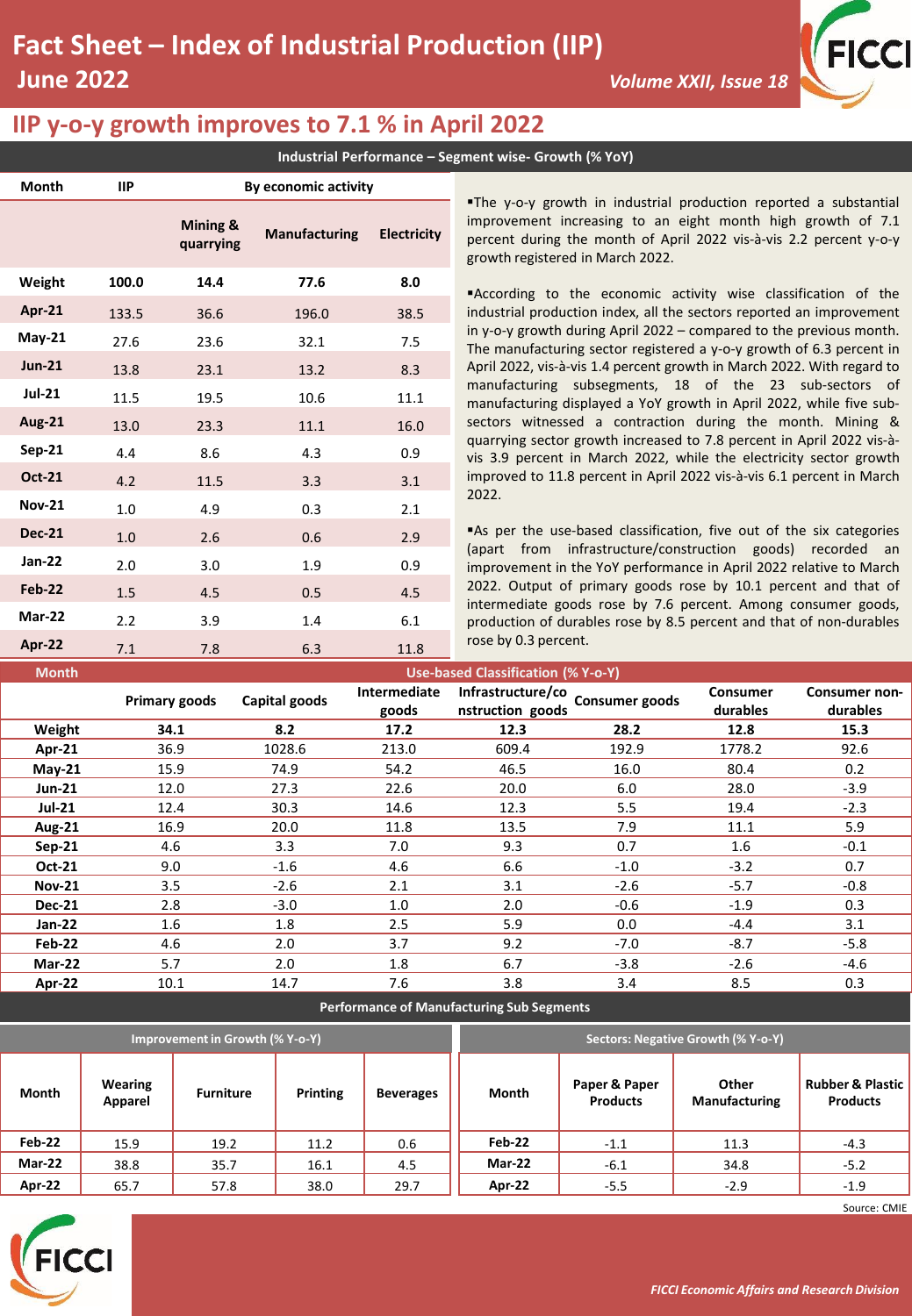# Fact Sheet – Index of Industrial Production (IIP)

## June 2022

*Volume XXII, Issue 18*

## IIP y-o-y growth improves to 7.1 % in April 2022

**Industrial Performance – Segment wise- Growth (% YoY)**

| Month | IIP | By economic activity | | |
|---|---|---|---|---|
| | | Mining & quarrying | Manufacturing | Electricity |
| Weight | 100.0 | 14.4 | 77.6 | 8.0 |
| Apr-21 | 133.5 | 36.6 | 196.0 | 38.5 |
| May-21 | 27.6 | 23.6 | 32.1 | 7.5 |
| Jun-21 | 13.8 | 23.1 | 13.2 | 8.3 |
| Jul-21 | 11.5 | 19.5 | 10.6 | 11.1 |
| Aug-21 | 13.0 | 23.3 | 11.1 | 16.0 |
| Sep-21 | 4.4 | 8.6 | 4.3 | 0.9 |
| Oct-21 | 4.2 | 11.5 | 3.3 | 3.1 |
| Nov-21 | 1.0 | 4.9 | 0.3 | 2.1 |
| Dec-21 | 1.0 | 2.6 | 0.6 | 2.9 |
| Jan-22 | 2.0 | 3.0 | 1.9 | 0.9 |
| Feb-22 | 1.5 | 4.5 | 0.5 | 4.5 |
| Mar-22 | 2.2 | 3.9 | 1.4 | 6.1 |
| Apr-22 | 7.1 | 7.8 | 6.3 | 11.8 |

- The y-o-y growth in industrial production reported a substantial improvement increasing to an eight month high growth of 7.1 percent during the month of April 2022 vis-à-vis 2.2 percent y-o-y growth registered in March 2022.
- According to the economic activity wise classification of the industrial production index, all the sectors reported an improvement in y-o-y growth during April 2022 – compared to the previous month. The manufacturing sector registered a y-o-y growth of 6.3 percent in April 2022, vis-à-vis 1.4 percent growth in March 2022. With regard to manufacturing subsegments, 18 of the 23 sub-sectors of manufacturing displayed a YoY growth in April 2022, while five sub-sectors witnessed a contraction during the month. Mining & quarrying sector growth increased to 7.8 percent in April 2022 vis-à-vis 3.9 percent in March 2022, while the electricity sector growth improved to 11.8 percent in April 2022 vis-à-vis 6.1 percent in March 2022.
- As per the use-based classification, five out of the six categories (apart from infrastructure/construction goods) recorded an improvement in the YoY performance in April 2022 relative to March 2022. Output of primary goods rose by 10.1 percent and that of intermediate goods rose by 7.6 percent. Among consumer goods, production of durables rose by 8.5 percent and that of non-durables rose by 0.3 percent.

**Use-based Classification (% Y-o-Y)**

| Month | Primary goods | Capital goods | Intermediate goods | Infrastructure/construction goods | Consumer goods | Consumer durables | Consumer non-durables |
|---|---|---|---|---|---|---|---|
| Weight | 34.1 | 8.2 | 17.2 | 12.3 | 28.2 | 12.8 | 15.3 |
| Apr-21 | 36.9 | 1028.6 | 213.0 | 609.4 | 192.9 | 1778.2 | 92.6 |
| May-21 | 15.9 | 74.9 | 54.2 | 46.5 | 16.0 | 80.4 | 0.2 |
| Jun-21 | 12.0 | 27.3 | 22.6 | 20.0 | 6.0 | 28.0 | -3.9 |
| Jul-21 | 12.4 | 30.3 | 14.6 | 12.3 | 5.5 | 19.4 | -2.3 |
| Aug-21 | 16.9 | 20.0 | 11.8 | 13.5 | 7.9 | 11.1 | 5.9 |
| Sep-21 | 4.6 | 3.3 | 7.0 | 9.3 | 0.7 | 1.6 | -0.1 |
| Oct-21 | 9.0 | -1.6 | 4.6 | 6.6 | -1.0 | -3.2 | 0.7 |
| Nov-21 | 3.5 | -2.6 | 2.1 | 3.1 | -2.6 | -5.7 | -0.8 |
| Dec-21 | 2.8 | -3.0 | 1.0 | 2.0 | -0.6 | -1.9 | 0.3 |
| Jan-22 | 1.6 | 1.8 | 2.5 | 5.9 | 0.0 | -4.4 | 3.1 |
| Feb-22 | 4.6 | 2.0 | 3.7 | 9.2 | -7.0 | -8.7 | -5.8 |
| Mar-22 | 5.7 | 2.0 | 1.8 | 6.7 | -3.8 | -2.6 | -4.6 |
| Apr-22 | 10.1 | 14.7 | 7.6 | 3.8 | 3.4 | 8.5 | 0.3 |

**Performance of Manufacturing Sub Segments**

**Improvement in Growth (% Y-o-Y)**

| Month | Wearing Apparel | Furniture | Printing | Beverages |
|---|---|---|---|---|
| Feb-22 | 15.9 | 19.2 | 11.2 | 0.6 |
| Mar-22 | 38.8 | 35.7 | 16.1 | 4.5 |
| Apr-22 | 65.7 | 57.8 | 38.0 | 29.7 |

**Sectors: Negative Growth (% Y-o-Y)**

| Month | Paper & Paper Products | Other Manufacturing | Rubber & Plastic Products |
|---|---|---|---|
| Feb-22 | -1.1 | 11.3 | -4.3 |
| Mar-22 | -6.1 | 34.8 | -5.2 |
| Apr-22 | -5.5 | -2.9 | -1.9 |

Source: CMIE

*FICCI Economic Affairs and Research Division*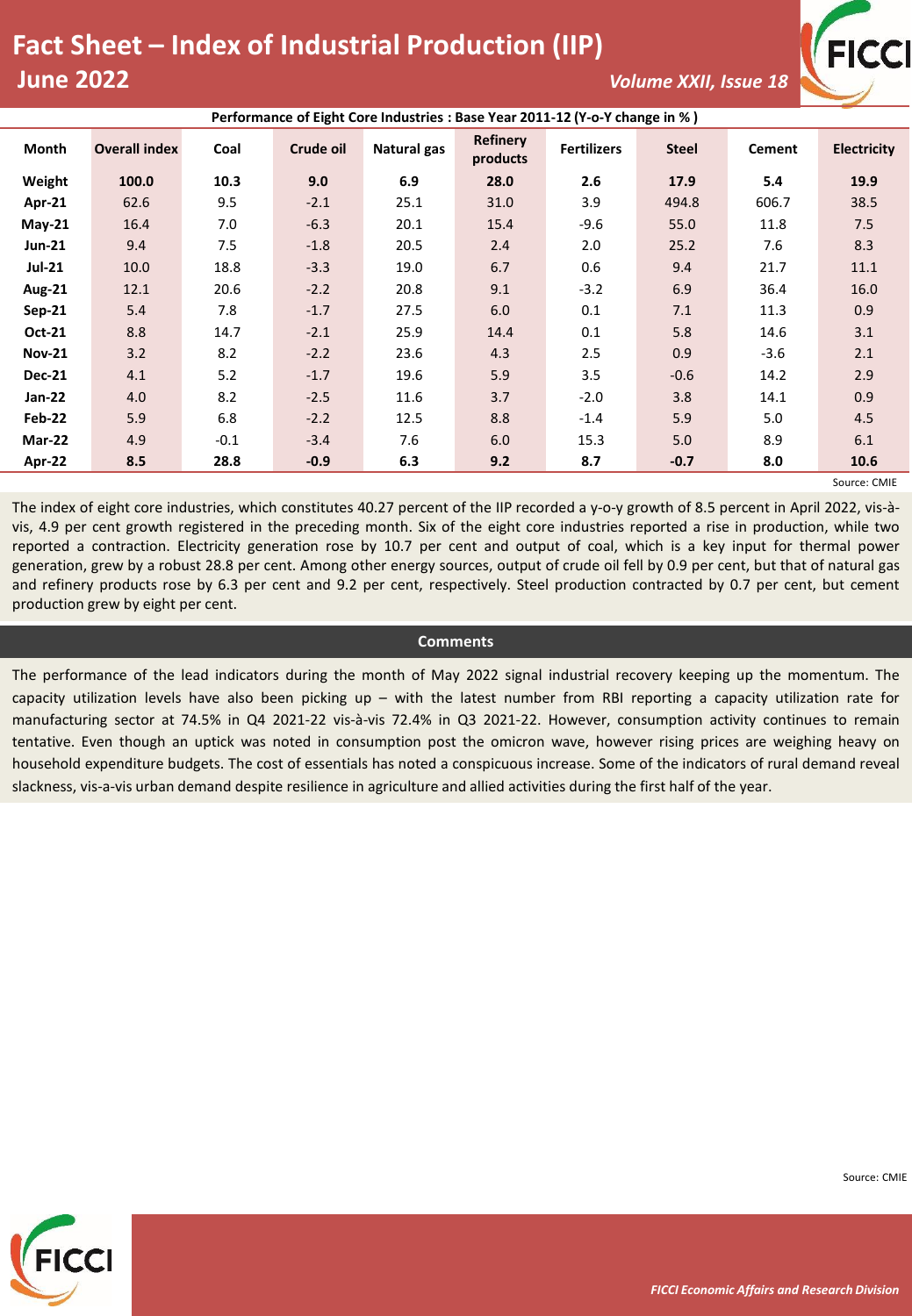# Fact Sheet – Index of Industrial Production (IIP)

## June 2022

**Performance of Eight Core Industries : Base Year 2011-12 (Y-o-Y change in % )**

| Month | Overall index | Coal | Crude oil | Natural gas | Refinery products | Fertilizers | Steel | Cement | Electricity |
|---|---|---|---|---|---|---|---|---|---|
| **Weight** | **100.0** | **10.3** | **9.0** | **6.9** | **28.0** | **2.6** | **17.9** | **5.4** | **19.9** |
| **Apr-21** | 62.6 | 9.5 | -2.1 | 25.1 | 31.0 | 3.9 | 494.8 | 606.7 | 38.5 |
| **May-21** | 16.4 | 7.0 | -6.3 | 20.1 | 15.4 | -9.6 | 55.0 | 11.8 | 7.5 |
| **Jun-21** | 9.4 | 7.5 | -1.8 | 20.5 | 2.4 | 2.0 | 25.2 | 7.6 | 8.3 |
| **Jul-21** | 10.0 | 18.8 | -3.3 | 19.0 | 6.7 | 0.6 | 9.4 | 21.7 | 11.1 |
| **Aug-21** | 12.1 | 20.6 | -2.2 | 20.8 | 9.1 | -3.2 | 6.9 | 36.4 | 16.0 |
| **Sep-21** | 5.4 | 7.8 | -1.7 | 27.5 | 6.0 | 0.1 | 7.1 | 11.3 | 0.9 |
| **Oct-21** | 8.8 | 14.7 | -2.1 | 25.9 | 14.4 | 0.1 | 5.8 | 14.6 | 3.1 |
| **Nov-21** | 3.2 | 8.2 | -2.2 | 23.6 | 4.3 | 2.5 | 0.9 | -3.6 | 2.1 |
| **Dec-21** | 4.1 | 5.2 | -1.7 | 19.6 | 5.9 | 3.5 | -0.6 | 14.2 | 2.9 |
| **Jan-22** | 4.0 | 8.2 | -2.5 | 11.6 | 3.7 | -2.0 | 3.8 | 14.1 | 0.9 |
| **Feb-22** | 5.9 | 6.8 | -2.2 | 12.5 | 8.8 | -1.4 | 5.9 | 5.0 | 4.5 |
| **Mar-22** | 4.9 | -0.1 | -3.4 | 7.6 | 6.0 | 15.3 | 5.0 | 8.9 | 6.1 |
| **Apr-22** | **8.5** | **28.8** | **-0.9** | **6.3** | **9.2** | **8.7** | **-0.7** | **8.0** | **10.6** |

Source: CMIE

The index of eight core industries, which constitutes 40.27 percent of the IIP recorded a y-o-y growth of 8.5 percent in April 2022, vis-à-vis, 4.9 per cent growth registered in the preceding month. Six of the eight core industries reported a rise in production, while two reported a contraction. Electricity generation rose by 10.7 per cent and output of coal, which is a key input for thermal power generation, grew by a robust 28.8 per cent. Among other energy sources, output of crude oil fell by 0.9 per cent, but that of natural gas and refinery products rose by 6.3 per cent and 9.2 per cent, respectively. Steel production contracted by 0.7 per cent, but cement production grew by eight per cent.

## Comments

The performance of the lead indicators during the month of May 2022 signal industrial recovery keeping up the momentum. The capacity utilization levels have also been picking up – with the latest number from RBI reporting a capacity utilization rate for manufacturing sector at 74.5% in Q4 2021-22 vis-à-vis 72.4% in Q3 2021-22. However, consumption activity continues to remain tentative. Even though an uptick was noted in consumption post the omicron wave, however rising prices are weighing heavy on household expenditure budgets. The cost of essentials has noted a conspicuous increase. Some of the indicators of rural demand reveal slackness, vis-a-vis urban demand despite resilience in agriculture and allied activities during the first half of the year.

Source: CMIE

*FICCI Economic Affairs and Research Division*